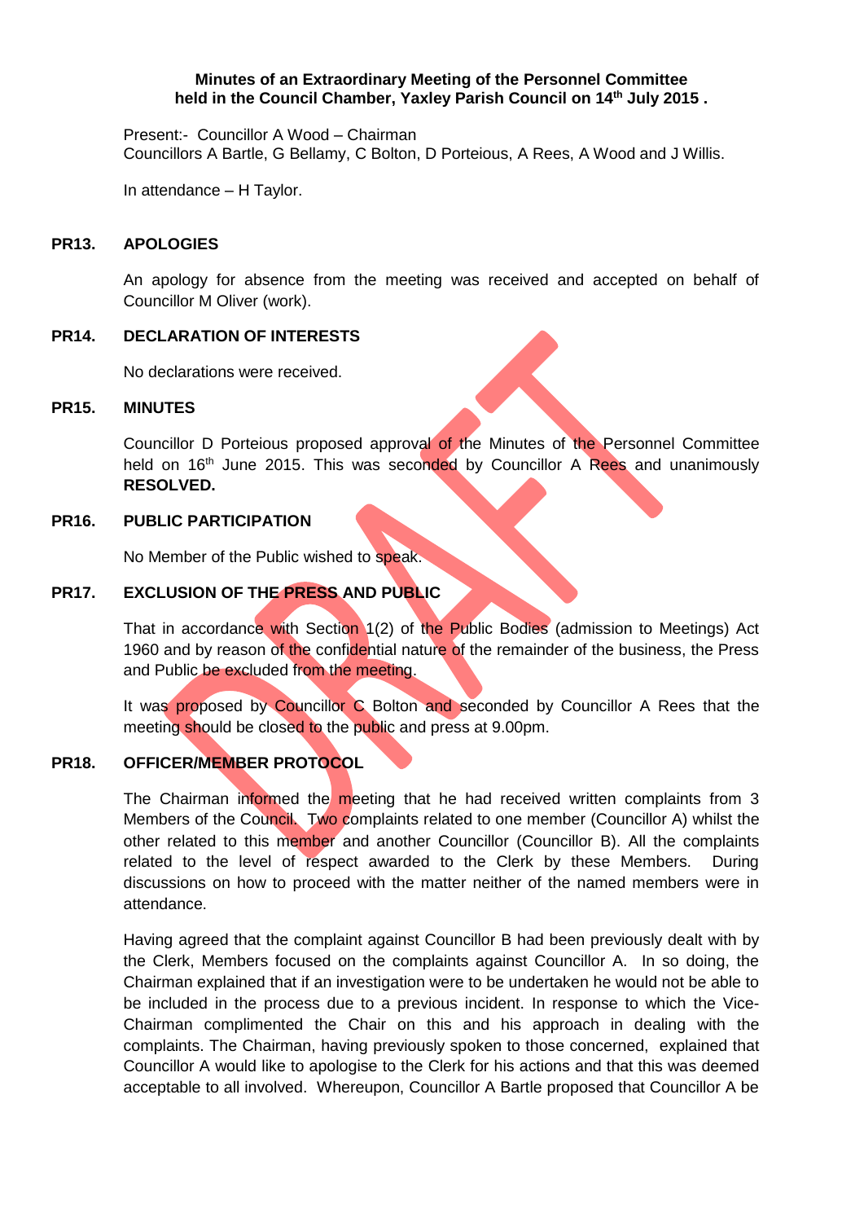**Minutes of an Extraordinary Meeting of the Personnel Committee held in the Council Chamber, Yaxley Parish Council on 14th July 2015 .**

Present:- Councillor A Wood – Chairman
Councillors A Bartle, G Bellamy, C Bolton, D Porteious, A Rees, A Wood and J Willis.

In attendance – H Taylor.

**PR13. APOLOGIES**

An apology for absence from the meeting was received and accepted on behalf of Councillor M Oliver (work).

**PR14. DECLARATION OF INTERESTS**

No declarations were received.

**PR15. MINUTES**

Councillor D Porteious proposed approval of the Minutes of the Personnel Committee held on 16th June 2015. This was seconded by Councillor A Rees and unanimously **RESOLVED.**

**PR16. PUBLIC PARTICIPATION**

No Member of the Public wished to speak.

**PR17. EXCLUSION OF THE PRESS AND PUBLIC**

That in accordance with Section 1(2) of the Public Bodies (admission to Meetings) Act 1960 and by reason of the confidential nature of the remainder of the business, the Press and Public be excluded from the meeting.

It was proposed by Councillor C Bolton and seconded by Councillor A Rees that the meeting should be closed to the public and press at 9.00pm.

**PR18. OFFICER/MEMBER PROTOCOL**

The Chairman informed the meeting that he had received written complaints from 3 Members of the Council. Two complaints related to one member (Councillor A) whilst the other related to this member and another Councillor (Councillor B). All the complaints related to the level of respect awarded to the Clerk by these Members. During discussions on how to proceed with the matter neither of the named members were in attendance.

Having agreed that the complaint against Councillor B had been previously dealt with by the Clerk, Members focused on the complaints against Councillor A. In so doing, the Chairman explained that if an investigation were to be undertaken he would not be able to be included in the process due to a previous incident. In response to which the Vice-Chairman complimented the Chair on this and his approach in dealing with the complaints. The Chairman, having previously spoken to those concerned, explained that Councillor A would like to apologise to the Clerk for his actions and that this was deemed acceptable to all involved. Whereupon, Councillor A Bartle proposed that Councillor A be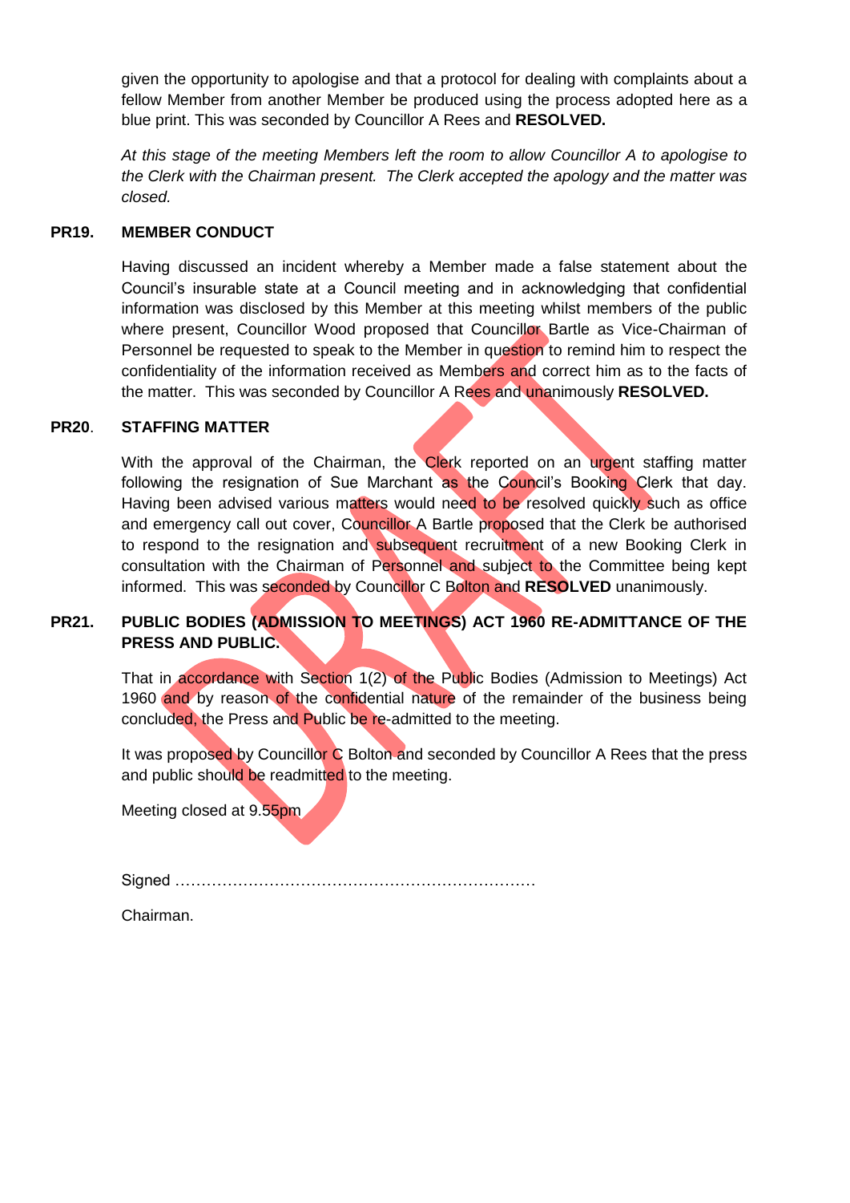given the opportunity to apologise and that a protocol for dealing with complaints about a fellow Member from another Member be produced using the process adopted here as a blue print. This was seconded by Councillor A Rees and **RESOLVED.**

*At this stage of the meeting Members left the room to allow Councillor A to apologise to the Clerk with the Chairman present. The Clerk accepted the apology and the matter was closed.*

**PR19. MEMBER CONDUCT**

Having discussed an incident whereby a Member made a false statement about the Council's insurable state at a Council meeting and in acknowledging that confidential information was disclosed by this Member at this meeting whilst members of the public where present, Councillor Wood proposed that Councillor Bartle as Vice-Chairman of Personnel be requested to speak to the Member in question to remind him to respect the confidentiality of the information received as Members and correct him as to the facts of the matter. This was seconded by Councillor A Rees and unanimously **RESOLVED.**

**PR20. STAFFING MATTER**

With the approval of the Chairman, the Clerk reported on an urgent staffing matter following the resignation of Sue Marchant as the Council's Booking Clerk that day. Having been advised various matters would need to be resolved quickly such as office and emergency call out cover, Councillor A Bartle proposed that the Clerk be authorised to respond to the resignation and subsequent recruitment of a new Booking Clerk in consultation with the Chairman of Personnel and subject to the Committee being kept informed. This was seconded by Councillor C Bolton and **RESOLVED** unanimously.

**PR21. PUBLIC BODIES (ADMISSION TO MEETINGS) ACT 1960 RE-ADMITTANCE OF THE PRESS AND PUBLIC.**

That in accordance with Section 1(2) of the Public Bodies (Admission to Meetings) Act 1960 and by reason of the confidential nature of the remainder of the business being concluded, the Press and Public be re-admitted to the meeting.

It was proposed by Councillor C Bolton and seconded by Councillor A Rees that the press and public should be readmitted to the meeting.

Meeting closed at 9.55pm

Signed ……………………………………………………………

Chairman.